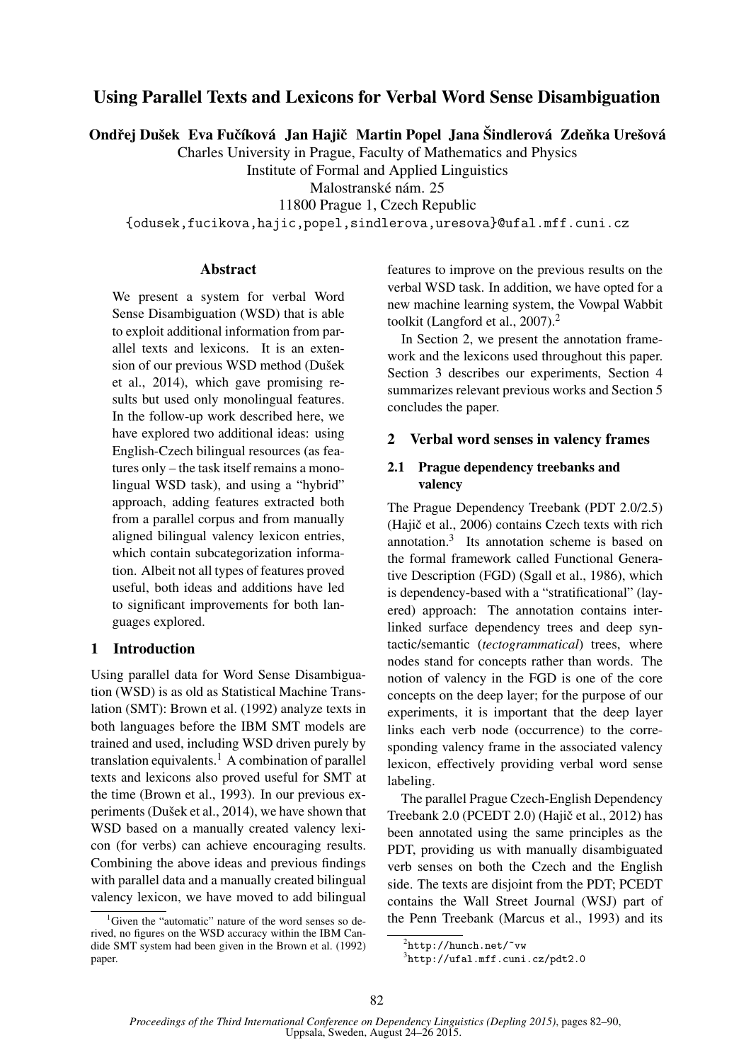# Using Parallel Texts and Lexicons for Verbal Word Sense Disambiguation

**Ondřej Dušek Eva Fučíková Jan Hajič Martin Popel Jana Šindlerová Zdeňka Urešová**

Charles University in Prague, Faculty of Mathematics and Physics
Institute of Formal and Applied Linguistics
Malostranské nám. 25
11800 Prague 1, Czech Republic
`{odusek,fucikova,hajic,popel,sindlerova,uresova}@ufal.mff.cuni.cz`

## Abstract

We present a system for verbal Word Sense Disambiguation (WSD) that is able to exploit additional information from parallel texts and lexicons. It is an extension of our previous WSD method (Dušek et al., 2014), which gave promising results but used only monolingual features. In the follow-up work described here, we have explored two additional ideas: using English-Czech bilingual resources (as features only – the task itself remains a monolingual WSD task), and using a "hybrid" approach, adding features extracted both from a parallel corpus and from manually aligned bilingual valency lexicon entries, which contain subcategorization information. Albeit not all types of features proved useful, both ideas and additions have led to significant improvements for both languages explored.

## 1 Introduction

Using parallel data for Word Sense Disambiguation (WSD) is as old as Statistical Machine Translation (SMT): Brown et al. (1992) analyze texts in both languages before the IBM SMT models are trained and used, including WSD driven purely by translation equivalents.[1] A combination of parallel texts and lexicons also proved useful for SMT at the time (Brown et al., 1993). In our previous experiments (Dušek et al., 2014), we have shown that WSD based on a manually created valency lexicon (for verbs) can achieve encouraging results. Combining the above ideas and previous findings with parallel data and a manually created bilingual valency lexicon, we have moved to add bilingual features to improve on the previous results on the verbal WSD task. In addition, we have opted for a new machine learning system, the Vowpal Wabbit toolkit (Langford et al., 2007).[2]

In Section 2, we present the annotation framework and the lexicons used throughout this paper. Section 3 describes our experiments, Section 4 summarizes relevant previous works and Section 5 concludes the paper.

## 2 Verbal word senses in valency frames

### 2.1 Prague dependency treebanks and valency

The Prague Dependency Treebank (PDT 2.0/2.5) (Hajič et al., 2006) contains Czech texts with rich annotation.[3] Its annotation scheme is based on the formal framework called Functional Generative Description (FGD) (Sgall et al., 1986), which is dependency-based with a "stratificational" (layered) approach: The annotation contains interlinked surface dependency trees and deep syntactic/semantic (*tectogrammatical*) trees, where nodes stand for concepts rather than words. The notion of valency in the FGD is one of the core concepts on the deep layer; for the purpose of our experiments, it is important that the deep layer links each verb node (occurrence) to the corresponding valency frame in the associated valency lexicon, effectively providing verbal word sense labeling.

The parallel Prague Czech-English Dependency Treebank 2.0 (PCEDT 2.0) (Hajič et al., 2012) has been annotated using the same principles as the PDT, providing us with manually disambiguated verb senses on both the Czech and the English side. The texts are disjoint from the PDT; PCEDT contains the Wall Street Journal (WSJ) part of the Penn Treebank (Marcus et al., 1993) and its

[1] Given the "automatic" nature of the word senses so derived, no figures on the WSD accuracy within the IBM Candide SMT system had been given in the Brown et al. (1992) paper.

[2] `http://hunch.net/~vw`

[3] `http://ufal.mff.cuni.cz/pdt2.0`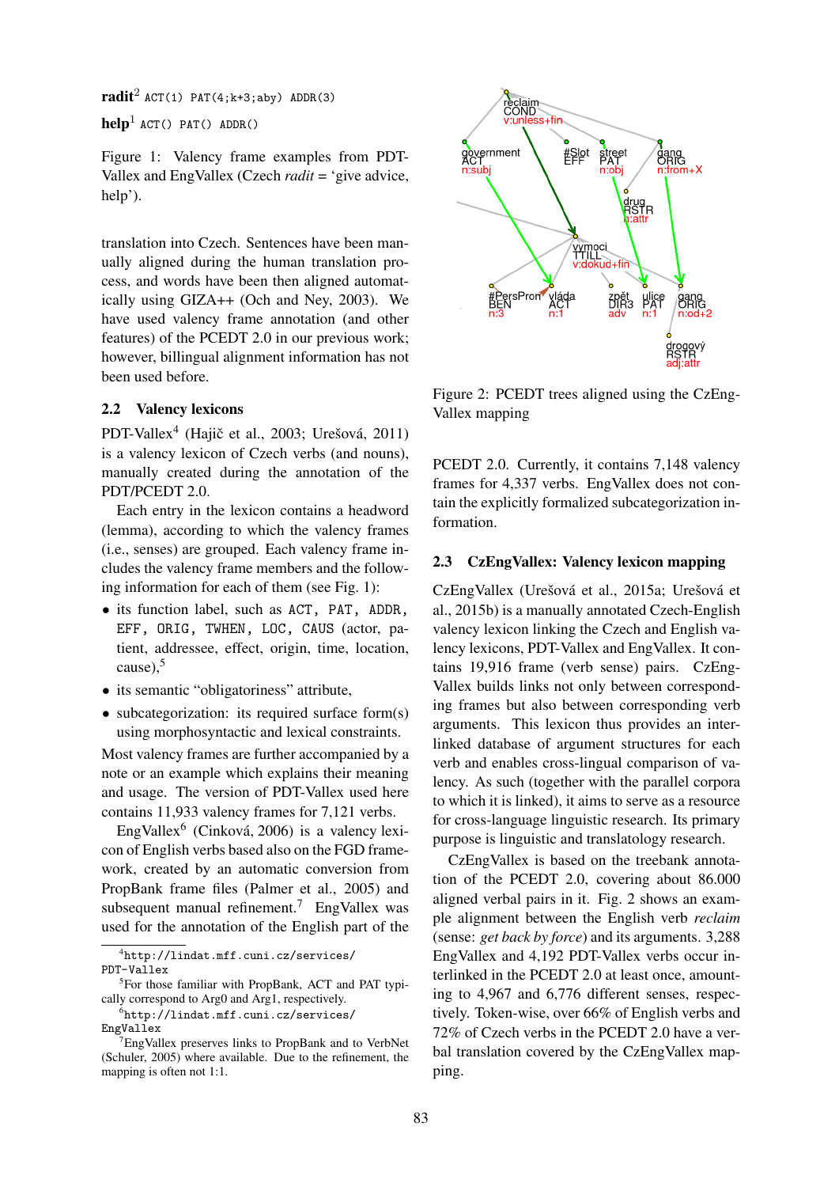**radit**[2] `ACT(1) PAT(4;k+3;aby) ADDR(3)`

**help**[1] `ACT() PAT() ADDR()`

Figure 1: Valency frame examples from PDT-Vallex and EngVallex (Czech *radit* = 'give advice, help').

translation into Czech. Sentences have been manually aligned during the human translation process, and words have been then aligned automatically using GIZA++ (Och and Ney, 2003). We have used valency frame annotation (and other features) of the PCEDT 2.0 in our previous work; however, billingual alignment information has not been used before.

## 2.2 Valency lexicons

PDT-Vallex[4] (Hajič et al., 2003; Urešová, 2011) is a valency lexicon of Czech verbs (and nouns), manually created during the annotation of the PDT/PCEDT 2.0.

Each entry in the lexicon contains a headword (lemma), according to which the valency frames (i.e., senses) are grouped. Each valency frame includes the valency frame members and the following information for each of them (see Fig. 1):

- its function label, such as `ACT, PAT, ADDR, EFF, ORIG, TWHEN, LOC, CAUS` (actor, patient, addressee, effect, origin, time, location, cause),[5]
- its semantic "obligatoriness" attribute,
- subcategorization: its required surface form(s) using morphosyntactic and lexical constraints.

Most valency frames are further accompanied by a note or an example which explains their meaning and usage. The version of PDT-Vallex used here contains 11,933 valency frames for 7,121 verbs.

EngVallex[6] (Cinková, 2006) is a valency lexicon of English verbs based also on the FGD framework, created by an automatic conversion from PropBank frame files (Palmer et al., 2005) and subsequent manual refinement.[7] EngVallex was used for the annotation of the English part of the PCEDT 2.0. Currently, it contains 7,148 valency frames for 4,337 verbs. EngVallex does not contain the explicitly formalized subcategorization information.

Figure 2: PCEDT trees aligned using the CzEngVallex mapping

## 2.3 CzEngVallex: Valency lexicon mapping

CzEngVallex (Urešová et al., 2015a; Urešová et al., 2015b) is a manually annotated Czech-English valency lexicon linking the Czech and English valency lexicons, PDT-Vallex and EngVallex. It contains 19,916 frame (verb sense) pairs. CzEngVallex builds links not only between corresponding frames but also between corresponding verb arguments. This lexicon thus provides an interlinked database of argument structures for each verb and enables cross-lingual comparison of valency. As such (together with the parallel corpora to which it is linked), it aims to serve as a resource for cross-language linguistic research. Its primary purpose is linguistic and translatology research.

CzEngVallex is based on the treebank annotation of the PCEDT 2.0, covering about 86.000 aligned verbal pairs in it. Fig. 2 shows an example alignment between the English verb *reclaim* (sense: *get back by force*) and its arguments. 3,288 EngVallex and 4,192 PDT-Vallex verbs occur interlinked in the PCEDT 2.0 at least once, amounting to 4,967 and 6,776 different senses, respectively. Token-wise, over 66% of English verbs and 72% of Czech verbs in the PCEDT 2.0 have a verbal translation covered by the CzEngVallex mapping.

---

[4] `http://lindat.mff.cuni.cz/services/PDT-Vallex`

[5] For those familiar with PropBank, ACT and PAT typically correspond to Arg0 and Arg1, respectively.

[6] `http://lindat.mff.cuni.cz/services/EngVallex`

[7] EngVallex preserves links to PropBank and to VerbNet (Schuler, 2005) where available. Due to the refinement, the mapping is often not 1:1.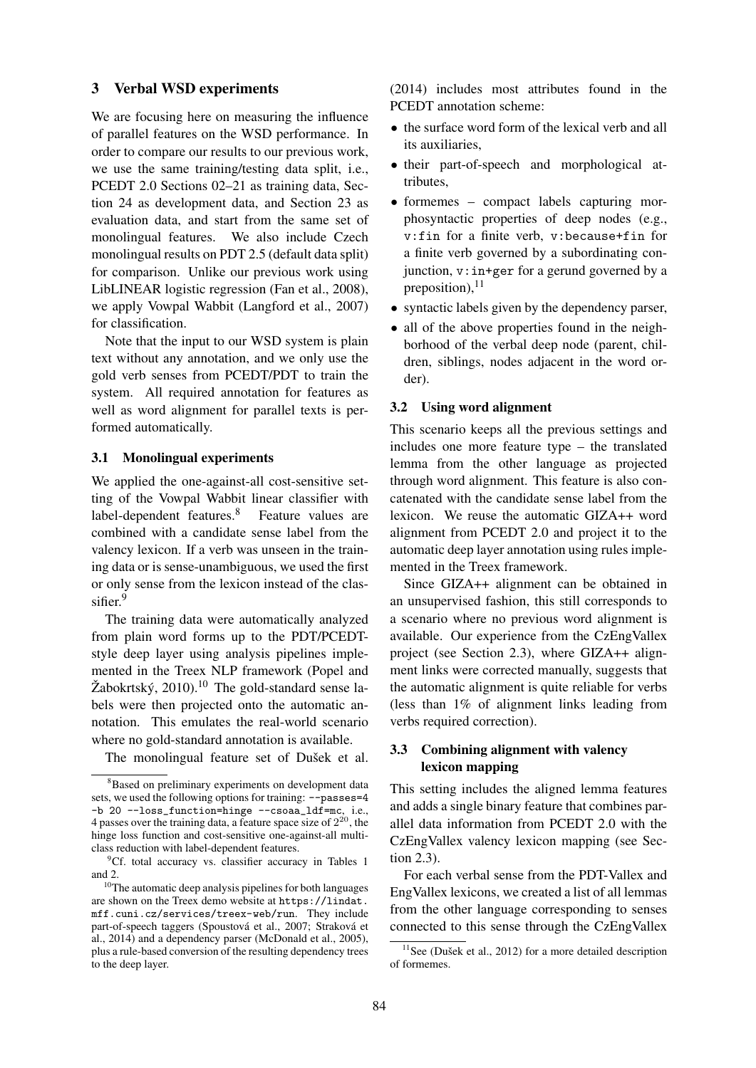## 3 Verbal WSD experiments

We are focusing here on measuring the influence of parallel features on the WSD performance. In order to compare our results to our previous work, we use the same training/testing data split, i.e., PCEDT 2.0 Sections 02–21 as training data, Section 24 as development data, and Section 23 as evaluation data, and start from the same set of monolingual features. We also include Czech monolingual results on PDT 2.5 (default data split) for comparison. Unlike our previous work using LibLINEAR logistic regression (Fan et al., 2008), we apply Vowpal Wabbit (Langford et al., 2007) for classification.

Note that the input to our WSD system is plain text without any annotation, and we only use the gold verb senses from PCEDT/PDT to train the system. All required annotation for features as well as word alignment for parallel texts is performed automatically.

### 3.1 Monolingual experiments

We applied the one-against-all cost-sensitive setting of the Vowpal Wabbit linear classifier with label-dependent features.[8] Feature values are combined with a candidate sense label from the valency lexicon. If a verb was unseen in the training data or is sense-unambiguous, we used the first or only sense from the lexicon instead of the classifier.[9]

The training data were automatically analyzed from plain word forms up to the PDT/PCEDT-style deep layer using analysis pipelines implemented in the Treex NLP framework (Popel and Žabokrtský, 2010).[10] The gold-standard sense labels were then projected onto the automatic annotation. This emulates the real-world scenario where no gold-standard annotation is available.

The monolingual feature set of Dušek et al. (2014) includes most attributes found in the PCEDT annotation scheme:

- the surface word form of the lexical verb and all its auxiliaries,
- their part-of-speech and morphological attributes,
- formemes – compact labels capturing morphosyntactic properties of deep nodes (e.g., `v:fin` for a finite verb, `v:because+fin` for a finite verb governed by a subordinating conjunction, `v:in+ger` for a gerund governed by a preposition),[11]
- syntactic labels given by the dependency parser,
- all of the above properties found in the neighborhood of the verbal deep node (parent, children, siblings, nodes adjacent in the word order).

### 3.2 Using word alignment

This scenario keeps all the previous settings and includes one more feature type – the translated lemma from the other language as projected through word alignment. This feature is also concatenated with the candidate sense label from the lexicon. We reuse the automatic GIZA++ word alignment from PCEDT 2.0 and project it to the automatic deep layer annotation using rules implemented in the Treex framework.

Since GIZA++ alignment can be obtained in an unsupervised fashion, this still corresponds to a scenario where no previous word alignment is available. Our experience from the CzEngVallex project (see Section 2.3), where GIZA++ alignment links were corrected manually, suggests that the automatic alignment is quite reliable for verbs (less than 1% of alignment links leading from verbs required correction).

### 3.3 Combining alignment with valency lexicon mapping

This setting includes the aligned lemma features and adds a single binary feature that combines parallel data information from PCEDT 2.0 with the CzEngVallex valency lexicon mapping (see Section 2.3).

For each verbal sense from the PDT-Vallex and EngVallex lexicons, we created a list of all lemmas from the other language corresponding to senses connected to this sense through the CzEngVallex

---

[8] Based on preliminary experiments on development data sets, we used the following options for training: `--passes=4 -b 20 --loss_function=hinge --csoaa_ldf=mc`, i.e., 4 passes over the training data, a feature space size of $2^{20}$, the hinge loss function and cost-sensitive one-against-all multiclass reduction with label-dependent features.

[9] Cf. total accuracy vs. classifier accuracy in Tables 1 and 2.

[10] The automatic deep analysis pipelines for both languages are shown on the Treex demo website at `https://lindat.mff.cuni.cz/services/treex-web/run`. They include part-of-speech taggers (Spoustová et al., 2007; Straková et al., 2014) and a dependency parser (McDonald et al., 2005), plus a rule-based conversion of the resulting dependency trees to the deep layer.

[11] See (Dušek et al., 2012) for a more detailed description of formemes.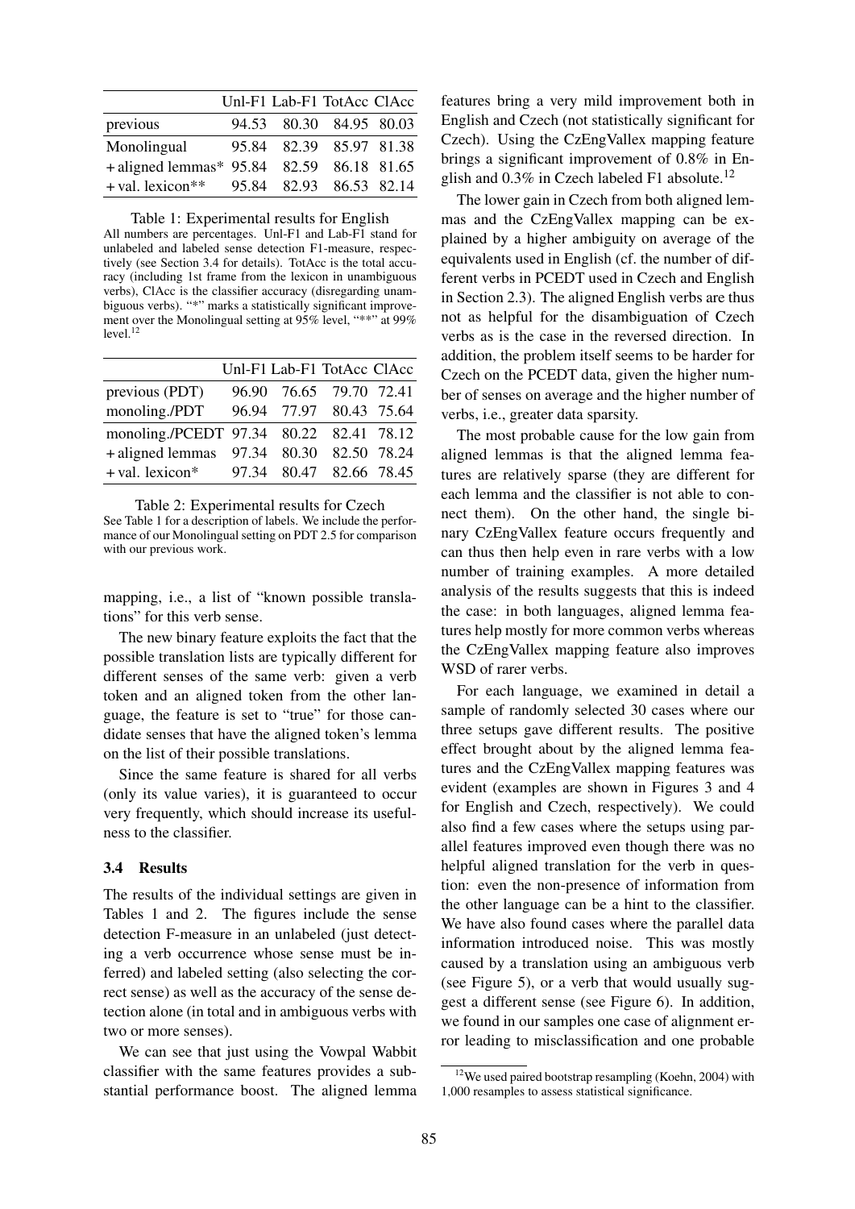| | Unl-F1 | Lab-F1 | TotAcc | ClAcc |
|---|---|---|---|---|
| previous | 94.53 | 80.30 | 84.95 | 80.03 |
| Monolingual | 95.84 | 82.39 | 85.97 | 81.38 |
| + aligned lemmas* | 95.84 | 82.59 | 86.18 | 81.65 |
| + val. lexicon** | 95.84 | 82.93 | 86.53 | 82.14 |

Table 1: Experimental results for English
All numbers are percentages. Unl-F1 and Lab-F1 stand for unlabeled and labeled sense detection F1-measure, respectively (see Section 3.4 for details). TotAcc is the total accuracy (including 1st frame from the lexicon in unambiguous verbs), ClAcc is the classifier accuracy (disregarding unambiguous verbs). "*" marks a statistically significant improvement over the Monolingual setting at 95% level, "**" at 99% level.[12]

| | Unl-F1 | Lab-F1 | TotAcc | ClAcc |
|---|---|---|---|---|
| previous (PDT) | 96.90 | 76.65 | 79.70 | 72.41 |
| monoling./PDT | 96.94 | 77.97 | 80.43 | 75.64 |
| monoling./PCEDT | 97.34 | 80.22 | 82.41 | 78.12 |
| + aligned lemmas | 97.34 | 80.30 | 82.50 | 78.24 |
| + val. lexicon* | 97.34 | 80.47 | 82.66 | 78.45 |

Table 2: Experimental results for Czech
See Table 1 for a description of labels. We include the performance of our Monolingual setting on PDT 2.5 for comparison with our previous work.

mapping, i.e., a list of "known possible translations" for this verb sense.

The new binary feature exploits the fact that the possible translation lists are typically different for different senses of the same verb: given a verb token and an aligned token from the other language, the feature is set to "true" for those candidate senses that have the aligned token's lemma on the list of their possible translations.

Since the same feature is shared for all verbs (only its value varies), it is guaranteed to occur very frequently, which should increase its usefulness to the classifier.

### 3.4 Results

The results of the individual settings are given in Tables 1 and 2. The figures include the sense detection F-measure in an unlabeled (just detecting a verb occurrence whose sense must be inferred) and labeled setting (also selecting the correct sense) as well as the accuracy of the sense detection alone (in total and in ambiguous verbs with two or more senses).

We can see that just using the Vowpal Wabbit classifier with the same features provides a substantial performance boost. The aligned lemma features bring a very mild improvement both in English and Czech (not statistically significant for Czech). Using the CzEngVallex mapping feature brings a significant improvement of 0.8% in English and 0.3% in Czech labeled F1 absolute.[12]

The lower gain in Czech from both aligned lemmas and the CzEngVallex mapping can be explained by a higher ambiguity on average of the equivalents used in English (cf. the number of different verbs in PCEDT used in Czech and English in Section 2.3). The aligned English verbs are thus not as helpful for the disambiguation of Czech verbs as is the case in the reversed direction. In addition, the problem itself seems to be harder for Czech on the PCEDT data, given the higher number of senses on average and the higher number of verbs, i.e., greater data sparsity.

The most probable cause for the low gain from aligned lemmas is that the aligned lemma features are relatively sparse (they are different for each lemma and the classifier is not able to connect them). On the other hand, the single binary CzEngVallex feature occurs frequently and can thus then help even in rare verbs with a low number of training examples. A more detailed analysis of the results suggests that this is indeed the case: in both languages, aligned lemma features help mostly for more common verbs whereas the CzEngVallex mapping feature also improves WSD of rarer verbs.

For each language, we examined in detail a sample of randomly selected 30 cases where our three setups gave different results. The positive effect brought about by the aligned lemma features and the CzEngVallex mapping features was evident (examples are shown in Figures 3 and 4 for English and Czech, respectively). We could also find a few cases where the setups using parallel features improved even though there was no helpful aligned translation for the verb in question: even the non-presence of information from the other language can be a hint to the classifier. We have also found cases where the parallel data information introduced noise. This was mostly caused by a translation using an ambiguous verb (see Figure 5), or a verb that would usually suggest a different sense (see Figure 6). In addition, we found in our samples one case of alignment error leading to misclassification and one probable

[12] We used paired bootstrap resampling (Koehn, 2004) with 1,000 resamples to assess statistical significance.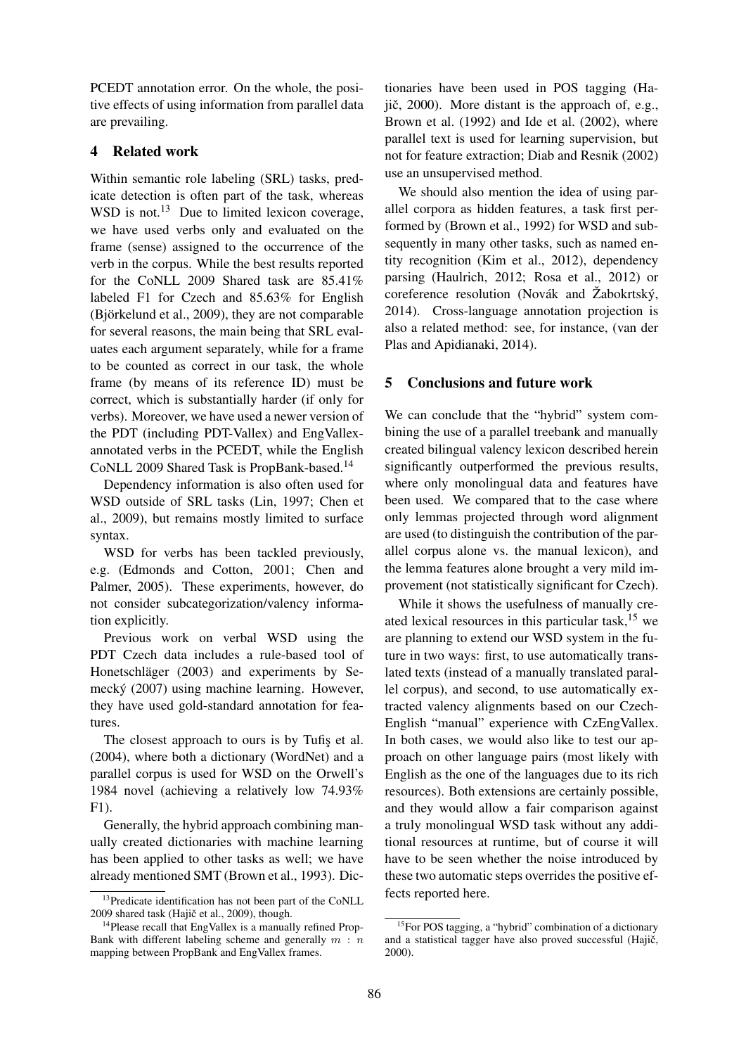PCEDT annotation error. On the whole, the positive effects of using information from parallel data are prevailing.

## 4 Related work

Within semantic role labeling (SRL) tasks, predicate detection is often part of the task, whereas WSD is not.[13] Due to limited lexicon coverage, we have used verbs only and evaluated on the frame (sense) assigned to the occurrence of the verb in the corpus. While the best results reported for the CoNLL 2009 Shared task are 85.41% labeled F1 for Czech and 85.63% for English (Björkelund et al., 2009), they are not comparable for several reasons, the main being that SRL evaluates each argument separately, while for a frame to be counted as correct in our task, the whole frame (by means of its reference ID) must be correct, which is substantially harder (if only for verbs). Moreover, we have used a newer version of the PDT (including PDT-Vallex) and EngVallex-annotated verbs in the PCEDT, while the English CoNLL 2009 Shared Task is PropBank-based.[14]

Dependency information is also often used for WSD outside of SRL tasks (Lin, 1997; Chen et al., 2009), but remains mostly limited to surface syntax.

WSD for verbs has been tackled previously, e.g. (Edmonds and Cotton, 2001; Chen and Palmer, 2005). These experiments, however, do not consider subcategorization/valency information explicitly.

Previous work on verbal WSD using the PDT Czech data includes a rule-based tool of Honetschläger (2003) and experiments by Semecký (2007) using machine learning. However, they have used gold-standard annotation for features.

The closest approach to ours is by Tufiş et al. (2004), where both a dictionary (WordNet) and a parallel corpus is used for WSD on the Orwell's 1984 novel (achieving a relatively low 74.93% F1).

Generally, the hybrid approach combining manually created dictionaries with machine learning has been applied to other tasks as well; we have already mentioned SMT (Brown et al., 1993). Dictionaries have been used in POS tagging (Hajič, 2000). More distant is the approach of, e.g., Brown et al. (1992) and Ide et al. (2002), where parallel text is used for learning supervision, but not for feature extraction; Diab and Resnik (2002) use an unsupervised method.

We should also mention the idea of using parallel corpora as hidden features, a task first performed by (Brown et al., 1992) for WSD and subsequently in many other tasks, such as named entity recognition (Kim et al., 2012), dependency parsing (Haulrich, 2012; Rosa et al., 2012) or coreference resolution (Novák and Žabokrtský, 2014). Cross-language annotation projection is also a related method: see, for instance, (van der Plas and Apidianaki, 2014).

## 5 Conclusions and future work

We can conclude that the "hybrid" system combining the use of a parallel treebank and manually created bilingual valency lexicon described herein significantly outperformed the previous results, where only monolingual data and features have been used. We compared that to the case where only lemmas projected through word alignment are used (to distinguish the contribution of the parallel corpus alone vs. the manual lexicon), and the lemma features alone brought a very mild improvement (not statistically significant for Czech).

While it shows the usefulness of manually created lexical resources in this particular task,[15] we are planning to extend our WSD system in the future in two ways: first, to use automatically translated texts (instead of a manually translated parallel corpus), and second, to use automatically extracted valency alignments based on our Czech-English "manual" experience with CzEngVallex. In both cases, we would also like to test our approach on other language pairs (most likely with English as the one of the languages due to its rich resources). Both extensions are certainly possible, and they would allow a fair comparison against a truly monolingual WSD task without any additional resources at runtime, but of course it will have to be seen whether the noise introduced by these two automatic steps overrides the positive effects reported here.

---

[13] Predicate identification has not been part of the CoNLL 2009 shared task (Hajič et al., 2009), though.

[14] Please recall that EngVallex is a manually refined PropBank with different labeling scheme and generally $m : n$ mapping between PropBank and EngVallex frames.

[15] For POS tagging, a "hybrid" combination of a dictionary and a statistical tagger have also proved successful (Hajič, 2000).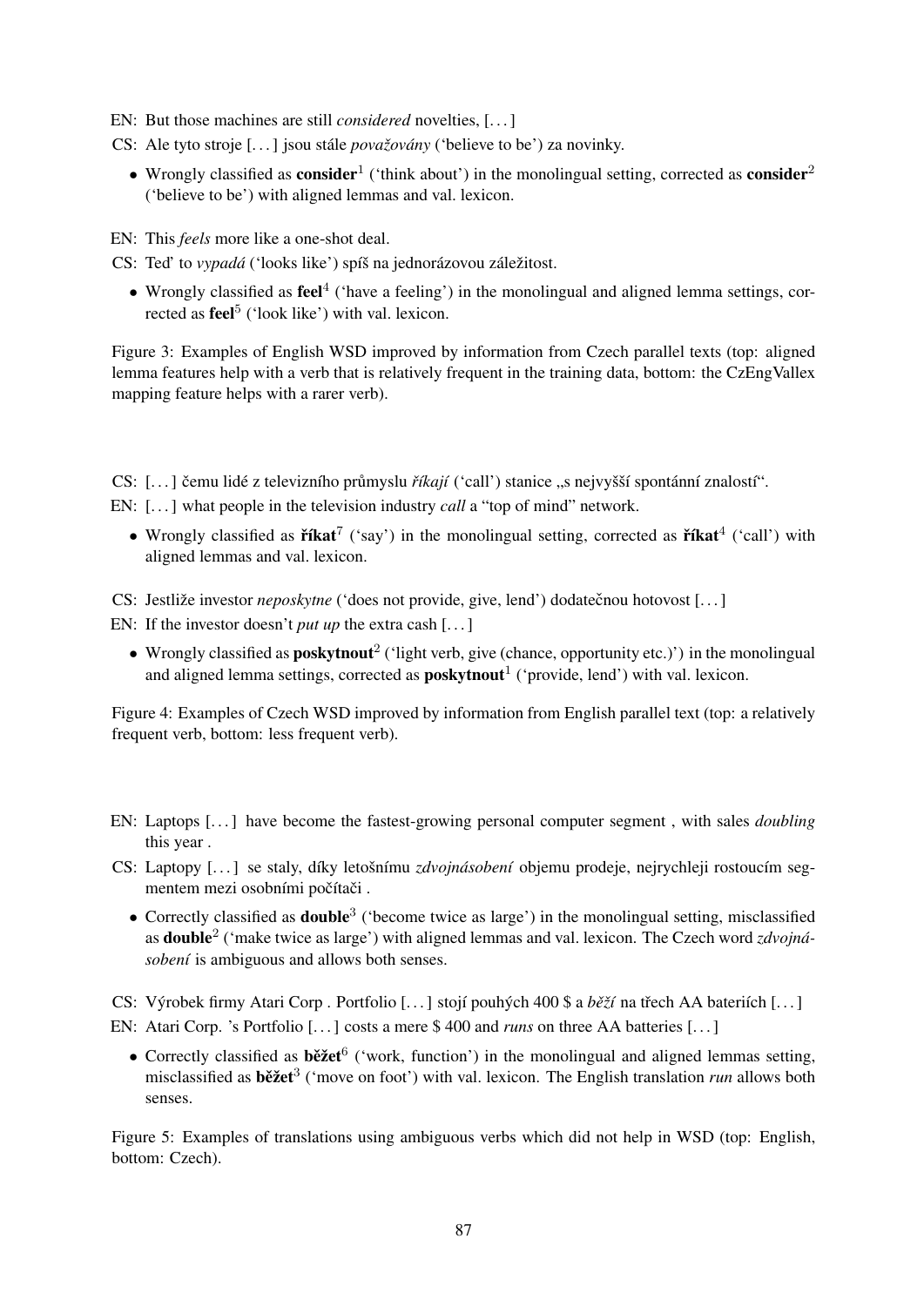EN: But those machines are still *considered* novelties, [...]

CS: Ale tyto stroje [...] jsou stále *považovány* ('believe to be') za novinky.

- Wrongly classified as **consider**[1] ('think about') in the monolingual setting, corrected as **consider**[2] ('believe to be') with aligned lemmas and val. lexicon.

EN: This *feels* more like a one-shot deal.

CS: Teď to *vypadá* ('looks like') spíš na jednorázovou záležitost.

- Wrongly classified as **feel**[4] ('have a feeling') in the monolingual and aligned lemma settings, corrected as **feel**[5] ('look like') with val. lexicon.

Figure 3: Examples of English WSD improved by information from Czech parallel texts (top: aligned lemma features help with a verb that is relatively frequent in the training data, bottom: the CzEngVallex mapping feature helps with a rarer verb).

CS: [...] čemu lidé z televizního průmyslu *říkají* ('call') stanice „s nejvyšší spontánní znalostí".

EN: [...] what people in the television industry *call* a "top of mind" network.

- Wrongly classified as **říkat**[7] ('say') in the monolingual setting, corrected as **říkat**[4] ('call') with aligned lemmas and val. lexicon.

CS: Jestliže investor *neposkytne* ('does not provide, give, lend') dodatečnou hotovost [...]

EN: If the investor doesn't *put up* the extra cash [...]

- Wrongly classified as **poskytnout**[2] ('light verb, give (chance, opportunity etc.)') in the monolingual and aligned lemma settings, corrected as **poskytnout**[1] ('provide, lend') with val. lexicon.

Figure 4: Examples of Czech WSD improved by information from English parallel text (top: a relatively frequent verb, bottom: less frequent verb).

EN: Laptops [...] have become the fastest-growing personal computer segment , with sales *doubling* this year .

CS: Laptopy [...] se staly, díky letošnímu *zdvojnásobení* objemu prodeje, nejrychleji rostoucím segmentem mezi osobními počítači .

- Correctly classified as **double**[3] ('become twice as large') in the monolingual setting, misclassified as **double**[2] ('make twice as large') with aligned lemmas and val. lexicon. The Czech word *zdvojnásobení* is ambiguous and allows both senses.

CS: Výrobek firmy Atari Corp . Portfolio [...] stojí pouhých 400 $ a *běží* na třech AA bateriích [...]

EN: Atari Corp. 's Portfolio [...] costs a mere $ 400 and *runs* on three AA batteries [...]

- Correctly classified as **běžet**[6] ('work, function') in the monolingual and aligned lemmas setting, misclassified as **běžet**[3] ('move on foot') with val. lexicon. The English translation *run* allows both senses.

Figure 5: Examples of translations using ambiguous verbs which did not help in WSD (top: English, bottom: Czech).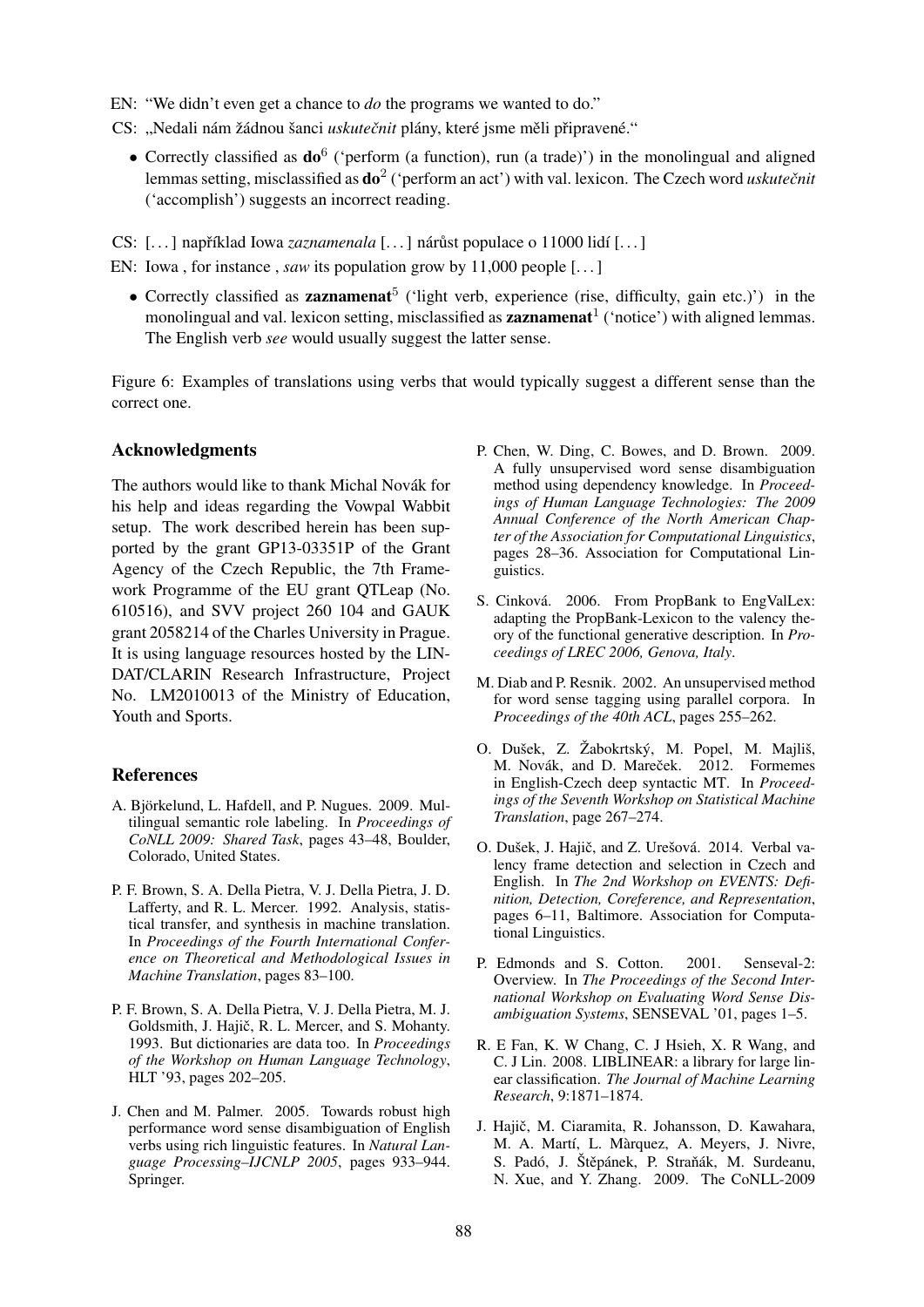EN: "We didn't even get a chance to *do* the programs we wanted to do."

CS: „Nedali nám žádnou šanci *uskutečnit* plány, které jsme měli připravené."

- Correctly classified as **do**[6] ('perform (a function), run (a trade)') in the monolingual and aligned lemmas setting, misclassified as **do**[2] ('perform an act') with val. lexicon. The Czech word *uskutečnit* ('accomplish') suggests an incorrect reading.

CS: [. . . ] například Iowa *zaznamenala* [. . . ] nárůst populace o 11000 lidí [. . . ]

EN: Iowa , for instance , *saw* its population grow by 11,000 people [. . . ]

- Correctly classified as **zaznamenat**[5] ('light verb, experience (rise, difficulty, gain etc.)') in the monolingual and val. lexicon setting, misclassified as **zaznamenat**[1] ('notice') with aligned lemmas. The English verb *see* would usually suggest the latter sense.

Figure 6: Examples of translations using verbs that would typically suggest a different sense than the correct one.

## Acknowledgments

The authors would like to thank Michal Novák for his help and ideas regarding the Vowpal Wabbit setup. The work described herein has been supported by the grant GP13-03351P of the Grant Agency of the Czech Republic, the 7th Framework Programme of the EU grant QTLeap (No. 610516), and SVV project 260 104 and GAUK grant 2058214 of the Charles University in Prague. It is using language resources hosted by the LINDAT/CLARIN Research Infrastructure, Project No. LM2010013 of the Ministry of Education, Youth and Sports.

## References

A. Björkelund, L. Hafdell, and P. Nugues. 2009. Multilingual semantic role labeling. In *Proceedings of CoNLL 2009: Shared Task*, pages 43–48, Boulder, Colorado, United States.

P. F. Brown, S. A. Della Pietra, V. J. Della Pietra, J. D. Lafferty, and R. L. Mercer. 1992. Analysis, statistical transfer, and synthesis in machine translation. In *Proceedings of the Fourth International Conference on Theoretical and Methodological Issues in Machine Translation*, pages 83–100.

P. F. Brown, S. A. Della Pietra, V. J. Della Pietra, M. J. Goldsmith, J. Hajič, R. L. Mercer, and S. Mohanty. 1993. But dictionaries are data too. In *Proceedings of the Workshop on Human Language Technology*, HLT '93, pages 202–205.

J. Chen and M. Palmer. 2005. Towards robust high performance word sense disambiguation of English verbs using rich linguistic features. In *Natural Language Processing–IJCNLP 2005*, pages 933–944. Springer.

P. Chen, W. Ding, C. Bowes, and D. Brown. 2009. A fully unsupervised word sense disambiguation method using dependency knowledge. In *Proceedings of Human Language Technologies: The 2009 Annual Conference of the North American Chapter of the Association for Computational Linguistics*, pages 28–36. Association for Computational Linguistics.

S. Cinková. 2006. From PropBank to EngValLex: adapting the PropBank-Lexicon to the valency theory of the functional generative description. In *Proceedings of LREC 2006, Genova, Italy*.

M. Diab and P. Resnik. 2002. An unsupervised method for word sense tagging using parallel corpora. In *Proceedings of the 40th ACL*, pages 255–262.

O. Dušek, Z. Žabokrtský, M. Popel, M. Majliš, M. Novák, and D. Mareček. 2012. Formemes in English-Czech deep syntactic MT. In *Proceedings of the Seventh Workshop on Statistical Machine Translation*, page 267–274.

O. Dušek, J. Hajič, and Z. Urešová. 2014. Verbal valency frame detection and selection in Czech and English. In *The 2nd Workshop on EVENTS: Definition, Detection, Coreference, and Representation*, pages 6–11, Baltimore. Association for Computational Linguistics.

P. Edmonds and S. Cotton. 2001. Senseval-2: Overview. In *The Proceedings of the Second International Workshop on Evaluating Word Sense Disambiguation Systems*, SENSEVAL '01, pages 1–5.

R. E Fan, K. W Chang, C. J Hsieh, X. R Wang, and C. J Lin. 2008. LIBLINEAR: a library for large linear classification. *The Journal of Machine Learning Research*, 9:1871–1874.

J. Hajič, M. Ciaramita, R. Johansson, D. Kawahara, M. A. Martí, L. Màrquez, A. Meyers, J. Nivre, S. Padó, J. Štěpánek, P. Straňák, M. Surdeanu, N. Xue, and Y. Zhang. 2009. The CoNLL-2009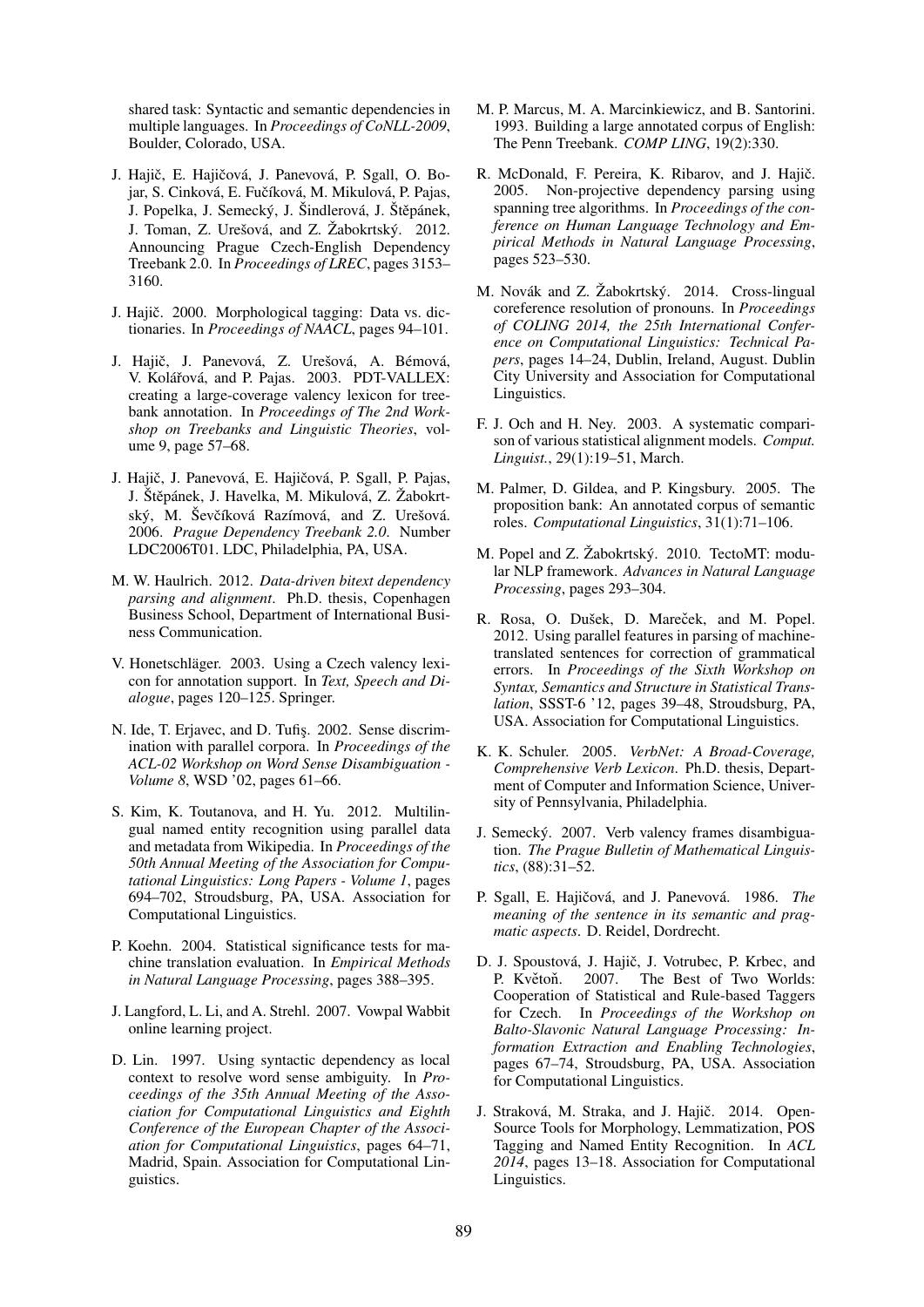shared task: Syntactic and semantic dependencies in multiple languages. In *Proceedings of CoNLL-2009*, Boulder, Colorado, USA.

J. Hajič, E. Hajičová, J. Panevová, P. Sgall, O. Bojar, S. Cinková, E. Fučíková, M. Mikulová, P. Pajas, J. Popelka, J. Semecký, J. Šindlerová, J. Štěpánek, J. Toman, Z. Urešová, and Z. Žabokrtský. 2012. Announcing Prague Czech-English Dependency Treebank 2.0. In *Proceedings of LREC*, pages 3153–3160.

J. Hajič. 2000. Morphological tagging: Data vs. dictionaries. In *Proceedings of NAACL*, pages 94–101.

J. Hajič, J. Panevová, Z. Urešová, A. Bémová, V. Kolářová, and P. Pajas. 2003. PDT-VALLEX: creating a large-coverage valency lexicon for treebank annotation. In *Proceedings of The 2nd Workshop on Treebanks and Linguistic Theories*, volume 9, page 57–68.

J. Hajič, J. Panevová, E. Hajičová, P. Sgall, P. Pajas, J. Štěpánek, J. Havelka, M. Mikulová, Z. Žabokrtský, M. Ševčíková Razímová, and Z. Urešová. 2006. *Prague Dependency Treebank 2.0*. Number LDC2006T01. LDC, Philadelphia, PA, USA.

M. W. Haulrich. 2012. *Data-driven bitext dependency parsing and alignment*. Ph.D. thesis, Copenhagen Business School, Department of International Business Communication.

V. Honetschläger. 2003. Using a Czech valency lexicon for annotation support. In *Text, Speech and Dialogue*, pages 120–125. Springer.

N. Ide, T. Erjavec, and D. Tufiş. 2002. Sense discrimination with parallel corpora. In *Proceedings of the ACL-02 Workshop on Word Sense Disambiguation - Volume 8*, WSD '02, pages 61–66.

S. Kim, K. Toutanova, and H. Yu. 2012. Multilingual named entity recognition using parallel data and metadata from Wikipedia. In *Proceedings of the 50th Annual Meeting of the Association for Computational Linguistics: Long Papers - Volume 1*, pages 694–702, Stroudsburg, PA, USA. Association for Computational Linguistics.

P. Koehn. 2004. Statistical significance tests for machine translation evaluation. In *Empirical Methods in Natural Language Processing*, pages 388–395.

J. Langford, L. Li, and A. Strehl. 2007. Vowpal Wabbit online learning project.

D. Lin. 1997. Using syntactic dependency as local context to resolve word sense ambiguity. In *Proceedings of the 35th Annual Meeting of the Association for Computational Linguistics and Eighth Conference of the European Chapter of the Association for Computational Linguistics*, pages 64–71, Madrid, Spain. Association for Computational Linguistics.

M. P. Marcus, M. A. Marcinkiewicz, and B. Santorini. 1993. Building a large annotated corpus of English: The Penn Treebank. *COMP LING*, 19(2):330.

R. McDonald, F. Pereira, K. Ribarov, and J. Hajič. 2005. Non-projective dependency parsing using spanning tree algorithms. In *Proceedings of the conference on Human Language Technology and Empirical Methods in Natural Language Processing*, pages 523–530.

M. Novák and Z. Žabokrtský. 2014. Cross-lingual coreference resolution of pronouns. In *Proceedings of COLING 2014, the 25th International Conference on Computational Linguistics: Technical Papers*, pages 14–24, Dublin, Ireland, August. Dublin City University and Association for Computational Linguistics.

F. J. Och and H. Ney. 2003. A systematic comparison of various statistical alignment models. *Comput. Linguist.*, 29(1):19–51, March.

M. Palmer, D. Gildea, and P. Kingsbury. 2005. The proposition bank: An annotated corpus of semantic roles. *Computational Linguistics*, 31(1):71–106.

M. Popel and Z. Žabokrtský. 2010. TectoMT: modular NLP framework. *Advances in Natural Language Processing*, pages 293–304.

R. Rosa, O. Dušek, D. Mareček, and M. Popel. 2012. Using parallel features in parsing of machine-translated sentences for correction of grammatical errors. In *Proceedings of the Sixth Workshop on Syntax, Semantics and Structure in Statistical Translation*, SSST-6 '12, pages 39–48, Stroudsburg, PA, USA. Association for Computational Linguistics.

K. K. Schuler. 2005. *VerbNet: A Broad-Coverage, Comprehensive Verb Lexicon*. Ph.D. thesis, Department of Computer and Information Science, University of Pennsylvania, Philadelphia.

J. Semecký. 2007. Verb valency frames disambiguation. *The Prague Bulletin of Mathematical Linguistics*, (88):31–52.

P. Sgall, E. Hajičová, and J. Panevová. 1986. *The meaning of the sentence in its semantic and pragmatic aspects*. D. Reidel, Dordrecht.

D. J. Spoustová, J. Hajič, J. Votrubec, P. Krbec, and P. Květoň. 2007. The Best of Two Worlds: Cooperation of Statistical and Rule-based Taggers for Czech. In *Proceedings of the Workshop on Balto-Slavonic Natural Language Processing: Information Extraction and Enabling Technologies*, pages 67–74, Stroudsburg, PA, USA. Association for Computational Linguistics.

J. Straková, M. Straka, and J. Hajič. 2014. Open-Source Tools for Morphology, Lemmatization, POS Tagging and Named Entity Recognition. In *ACL 2014*, pages 13–18. Association for Computational Linguistics.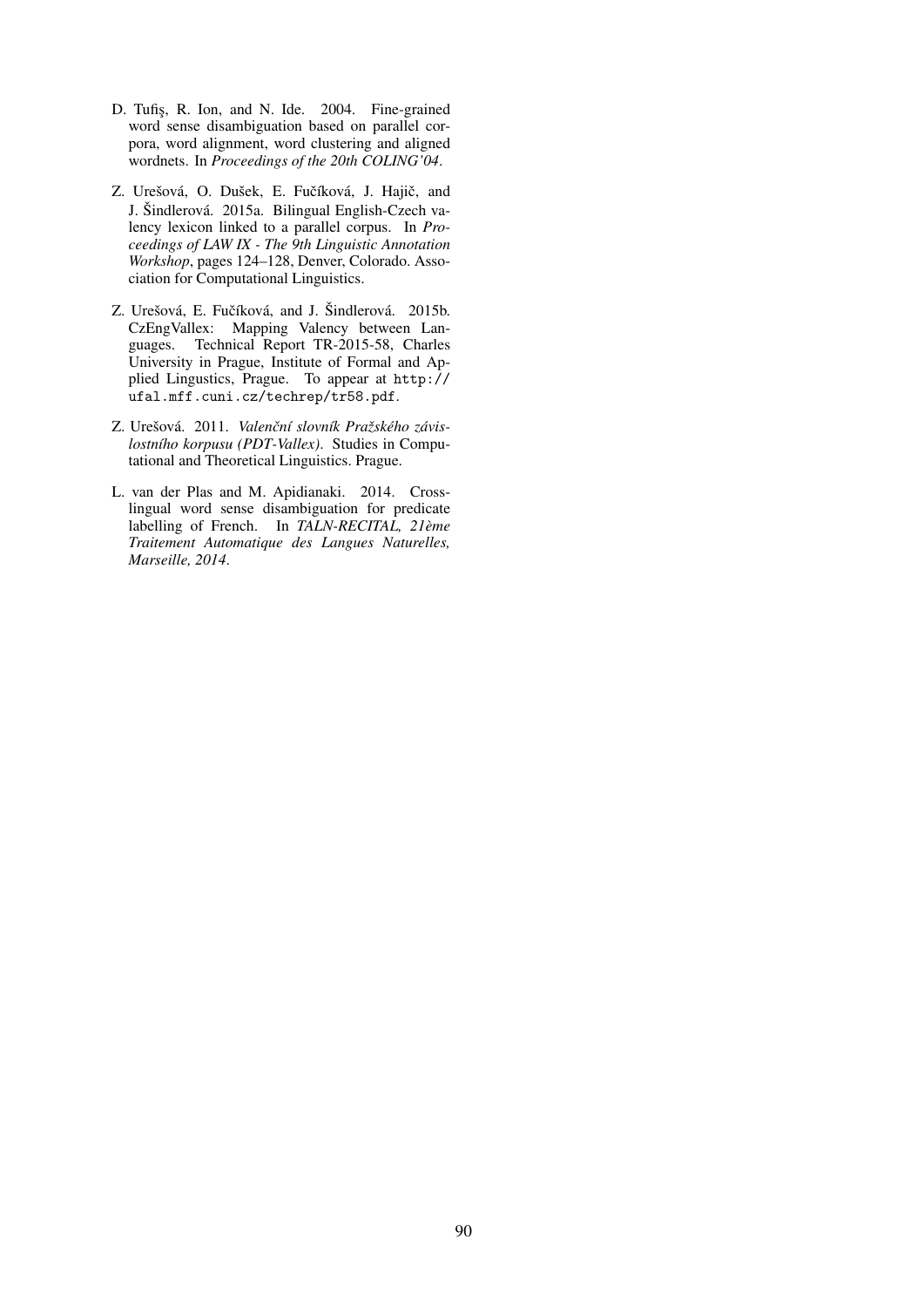D. Tufiş, R. Ion, and N. Ide. 2004. Fine-grained word sense disambiguation based on parallel corpora, word alignment, word clustering and aligned wordnets. In *Proceedings of the 20th COLING'04*.

Z. Urešová, O. Dušek, E. Fučíková, J. Hajič, and J. Šindlerová. 2015a. Bilingual English-Czech valency lexicon linked to a parallel corpus. In *Proceedings of LAW IX - The 9th Linguistic Annotation Workshop*, pages 124–128, Denver, Colorado. Association for Computational Linguistics.

Z. Urešová, E. Fučíková, and J. Šindlerová. 2015b. CzEngVallex: Mapping Valency between Languages. Technical Report TR-2015-58, Charles University in Prague, Institute of Formal and Applied Lingustics, Prague. To appear at `http://ufal.mff.cuni.cz/techrep/tr58.pdf`.

Z. Urešová. 2011. *Valenční slovník Pražského závislostního korpusu (PDT-Vallex)*. Studies in Computational and Theoretical Linguistics. Prague.

L. van der Plas and M. Apidianaki. 2014. Cross-lingual word sense disambiguation for predicate labelling of French. In *TALN-RECITAL, 21ème Traitement Automatique des Langues Naturelles, Marseille, 2014*.